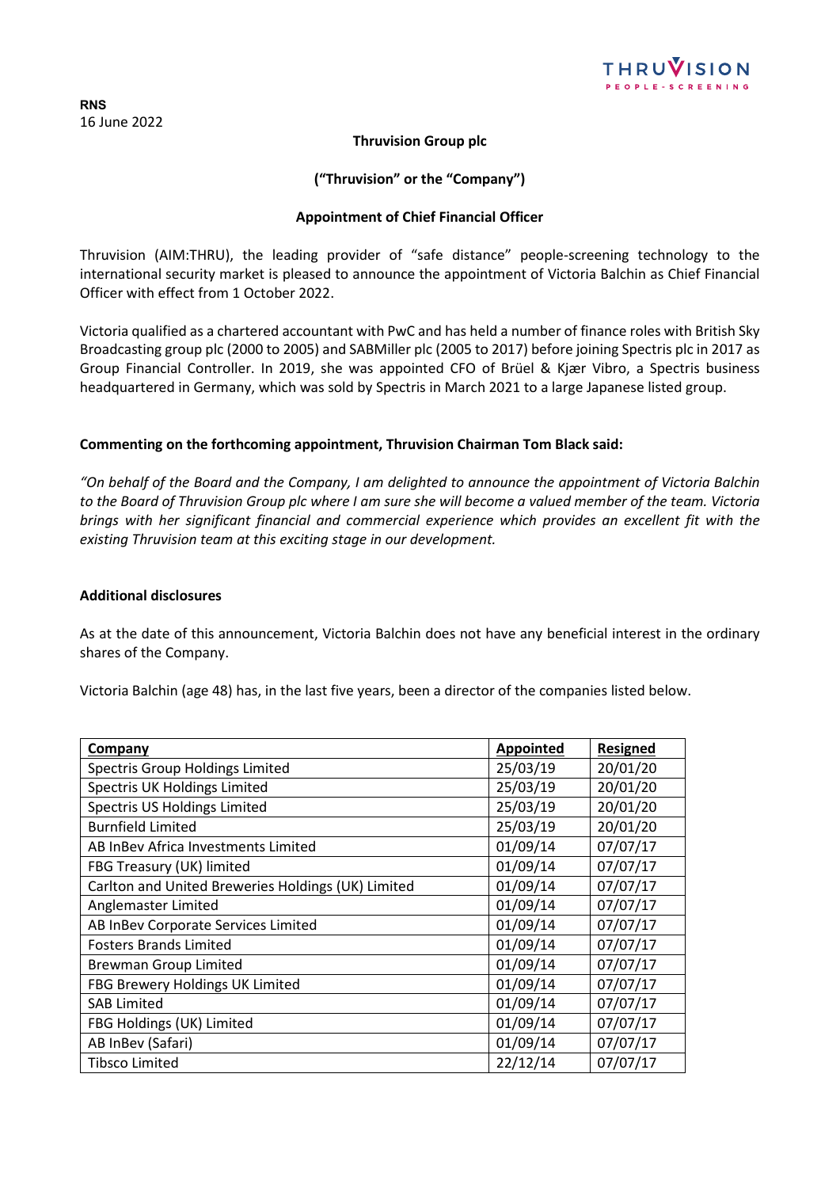**RNS**
16 June 2022

**Thruvision Group plc**

**("Thruvision" or the "Company")**

**Appointment of Chief Financial Officer**

Thruvision (AIM:THRU), the leading provider of "safe distance" people-screening technology to the international security market is pleased to announce the appointment of Victoria Balchin as Chief Financial Officer with effect from 1 October 2022.

Victoria qualified as a chartered accountant with PwC and has held a number of finance roles with British Sky Broadcasting group plc (2000 to 2005) and SABMiller plc (2005 to 2017) before joining Spectris plc in 2017 as Group Financial Controller. In 2019, she was appointed CFO of Brüel & Kjær Vibro, a Spectris business headquartered in Germany, which was sold by Spectris in March 2021 to a large Japanese listed group.

**Commenting on the forthcoming appointment, Thruvision Chairman Tom Black said:**

*"On behalf of the Board and the Company, I am delighted to announce the appointment of Victoria Balchin to the Board of Thruvision Group plc where I am sure she will become a valued member of the team. Victoria brings with her significant financial and commercial experience which provides an excellent fit with the existing Thruvision team at this exciting stage in our development.*

**Additional disclosures**

As at the date of this announcement, Victoria Balchin does not have any beneficial interest in the ordinary shares of the Company.

Victoria Balchin (age 48) has, in the last five years, been a director of the companies listed below.

| Company | Appointed | Resigned |
|---|---|---|
| Spectris Group Holdings Limited | 25/03/19 | 20/01/20 |
| Spectris UK Holdings Limited | 25/03/19 | 20/01/20 |
| Spectris US Holdings Limited | 25/03/19 | 20/01/20 |
| Burnfield Limited | 25/03/19 | 20/01/20 |
| AB InBev Africa Investments Limited | 01/09/14 | 07/07/17 |
| FBG Treasury (UK) limited | 01/09/14 | 07/07/17 |
| Carlton and United Breweries Holdings (UK) Limited | 01/09/14 | 07/07/17 |
| Anglemaster Limited | 01/09/14 | 07/07/17 |
| AB InBev Corporate Services Limited | 01/09/14 | 07/07/17 |
| Fosters Brands Limited | 01/09/14 | 07/07/17 |
| Brewman Group Limited | 01/09/14 | 07/07/17 |
| FBG Brewery Holdings UK Limited | 01/09/14 | 07/07/17 |
| SAB Limited | 01/09/14 | 07/07/17 |
| FBG Holdings (UK) Limited | 01/09/14 | 07/07/17 |
| AB InBev (Safari) | 01/09/14 | 07/07/17 |
| Tibsco Limited | 22/12/14 | 07/07/17 |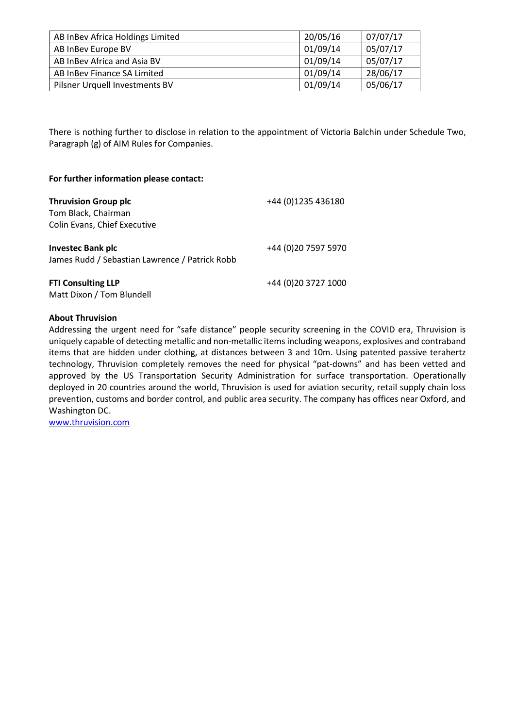| | | |
|---|---|---|
| AB InBev Africa Holdings Limited | 20/05/16 | 07/07/17 |
| AB InBev Europe BV | 01/09/14 | 05/07/17 |
| AB InBev Africa and Asia BV | 01/09/14 | 05/07/17 |
| AB InBev Finance SA Limited | 01/09/14 | 28/06/17 |
| Pilsner Urquell Investments BV | 01/09/14 | 05/06/17 |

There is nothing further to disclose in relation to the appointment of Victoria Balchin under Schedule Two, Paragraph (g) of AIM Rules for Companies.

**For further information please contact:**

**Thruvision Group plc** +44 (0)1235 436180
Tom Black, Chairman
Colin Evans, Chief Executive

**Investec Bank plc** +44 (0)20 7597 5970
James Rudd / Sebastian Lawrence / Patrick Robb

**FTI Consulting LLP** +44 (0)20 3727 1000
Matt Dixon / Tom Blundell

**About Thruvision**

Addressing the urgent need for "safe distance" people security screening in the COVID era, Thruvision is uniquely capable of detecting metallic and non-metallic items including weapons, explosives and contraband items that are hidden under clothing, at distances between 3 and 10m. Using patented passive terahertz technology, Thruvision completely removes the need for physical "pat-downs" and has been vetted and approved by the US Transportation Security Administration for surface transportation. Operationally deployed in 20 countries around the world, Thruvision is used for aviation security, retail supply chain loss prevention, customs and border control, and public area security. The company has offices near Oxford, and Washington DC.

www.thruvision.com